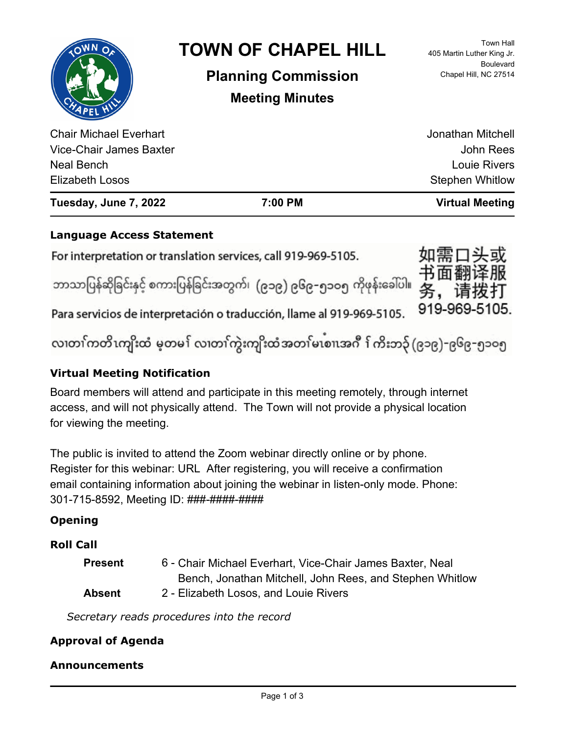# TOWN OF CHAPEL HILL

## Planning Commission

### Meeting Minutes

Town Hall
405 Martin Luther King Jr. Boulevard
Chapel Hill, NC 27514

Chair Michael Everhart
Vice-Chair James Baxter
Neal Bench
Elizabeth Losos
Jonathan Mitchell
John Rees
Louie Rivers
Stephen Whitlow

**Tuesday, June 7, 2022** | **7:00 PM** | **Virtual Meeting**

### Language Access Statement

For interpretation or translation services, call 919-969-5105.

ဘာသာပြန်ဆိုခြင်းနှင့် စကားပြန်ခြင်းအတွက်၊ (၉၁၉) ၉၆၉-၅၁၀၅ ကိုဖုန်းခေါ်ပါ။

Para servicios de interpretación o traducción, llame al 919-969-5105.

如需口头或书面翻译服务，请拨打 919-969-5105.

လၢတၢ်ကတိၤကျိးထံ မ့တမ႑် လၢတၢ်ကွဲးကျိးထံအတၢ်မၤစၢၤအဂီ ႑်ကိးဘ၃် (၉၁၉)-၉၆၉-၅၁၀၅

### Virtual Meeting Notification

Board members will attend and participate in this meeting remotely, through internet access, and will not physically attend. The Town will not provide a physical location for viewing the meeting.

The public is invited to attend the Zoom webinar directly online or by phone. Register for this webinar: URL After registering, you will receive a confirmation email containing information about joining the webinar in listen-only mode. Phone: 301-715-8592, Meeting ID: ###-####-####

### Opening

### Roll Call

**Present** 6 - Chair Michael Everhart, Vice-Chair James Baxter, Neal Bench, Jonathan Mitchell, John Rees, and Stephen Whitlow

**Absent** 2 - Elizabeth Losos, and Louie Rivers

*Secretary reads procedures into the record*

### Approval of Agenda

### Announcements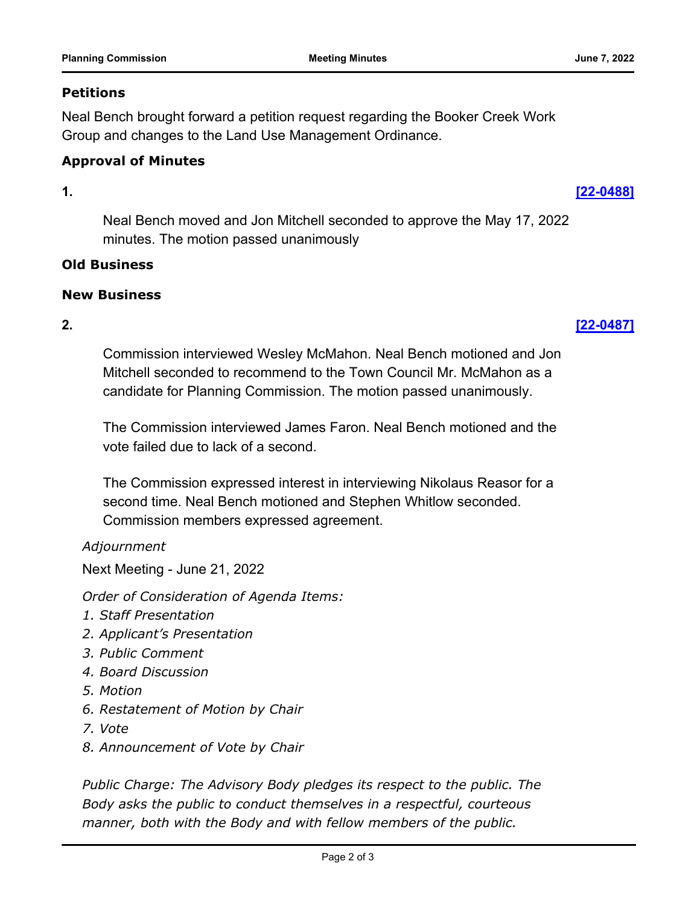### Petitions

Neal Bench brought forward a petition request regarding the Booker Creek Work Group and changes to the Land Use Management Ordinance.

### Approval of Minutes

**1.** **[22-0488]**

Neal Bench moved and Jon Mitchell seconded to approve the May 17, 2022 minutes. The motion passed unanimously

### Old Business

### New Business

**2.** **[22-0487]**

Commission interviewed Wesley McMahon. Neal Bench motioned and Jon Mitchell seconded to recommend to the Town Council Mr. McMahon as a candidate for Planning Commission. The motion passed unanimously.

The Commission interviewed James Faron. Neal Bench motioned and the vote failed due to lack of a second.

The Commission expressed interest in interviewing Nikolaus Reasor for a second time. Neal Bench motioned and Stephen Whitlow seconded. Commission members expressed agreement.

*Adjournment*

Next Meeting - June 21, 2022

*Order of Consideration of Agenda Items:*

*1. Staff Presentation*
*2. Applicant's Presentation*
*3. Public Comment*
*4. Board Discussion*
*5. Motion*
*6. Restatement of Motion by Chair*
*7. Vote*
*8. Announcement of Vote by Chair*

*Public Charge: The Advisory Body pledges its respect to the public. The Body asks the public to conduct themselves in a respectful, courteous manner, both with the Body and with fellow members of the public.*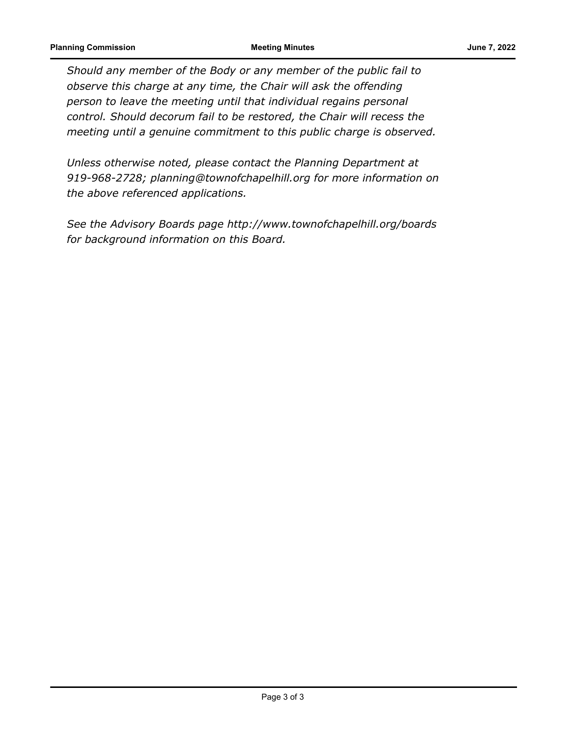*Should any member of the Body or any member of the public fail to observe this charge at any time, the Chair will ask the offending person to leave the meeting until that individual regains personal control. Should decorum fail to be restored, the Chair will recess the meeting until a genuine commitment to this public charge is observed.*

*Unless otherwise noted, please contact the Planning Department at 919-968-2728; planning@townofchapelhill.org for more information on the above referenced applications.*

*See the Advisory Boards page http://www.townofchapelhill.org/boards for background information on this Board.*